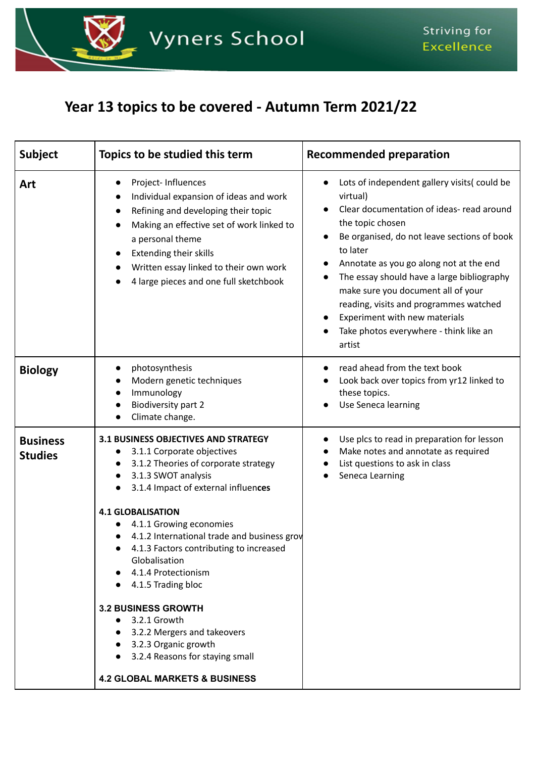Vyners School

Striving for Excellence

# Year 13 topics to be covered - Autumn Term 2021/22

| Subject | Topics to be studied this term | Recommended preparation |
|---|---|---|
| **Art** | • Project- Influences<br>• Individual expansion of ideas and work<br>• Refining and developing their topic<br>• Making an effective set of work linked to a personal theme<br>• Extending their skills<br>• Written essay linked to their own work<br>• 4 large pieces and one full sketchbook | • Lots of independent gallery visits( could be virtual)<br>• Clear documentation of ideas- read around the topic chosen<br>• Be organised, do not leave sections of book to later<br>• Annotate as you go along not at the end<br>• The essay should have a large bibliography make sure you document all of your reading, visits and programmes watched<br>• Experiment with new materials<br>• Take photos everywhere - think like an artist |
| **Biology** | • photosynthesis<br>• Modern genetic techniques<br>• Immunology<br>• Biodiversity part 2<br>• Climate change. | • read ahead from the text book<br>• Look back over topics from yr12 linked to these topics.<br>• Use Seneca learning |
| **Business Studies** | **3.1 BUSINESS OBJECTIVES AND STRATEGY**<br>• 3.1.1 Corporate objectives<br>• 3.1.2 Theories of corporate strategy<br>• 3.1.3 SWOT analysis<br>• 3.1.4 Impact of external influen**ces**<br><br>**4.1 GLOBALISATION**<br>• 4.1.1 Growing economies<br>• 4.1.2 International trade and business grov<br>• 4.1.3 Factors contributing to increased Globalisation<br>• 4.1.4 Protectionism<br>• 4.1.5 Trading bloc<br><br>**3.2 BUSINESS GROWTH**<br>• 3.2.1 Growth<br>• 3.2.2 Mergers and takeovers<br>• 3.2.3 Organic growth<br>• 3.2.4 Reasons for staying small<br><br>**4.2 GLOBAL MARKETS & BUSINESS** | • Use plcs to read in preparation for lesson<br>• Make notes and annotate as required<br>• List questions to ask in class<br>• Seneca Learning |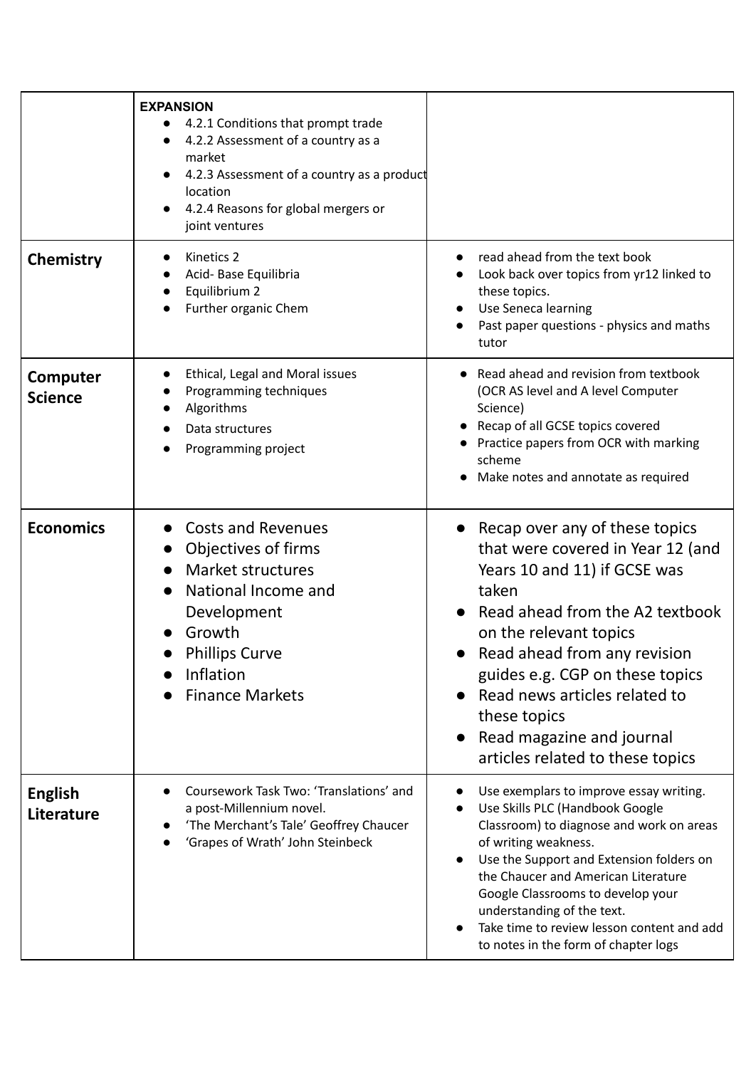| | | |
|---|---|---|
| | **EXPANSION**<br>● 4.2.1 Conditions that prompt trade<br>● 4.2.2 Assessment of a country as a market<br>● 4.2.3 Assessment of a country as a product location<br>● 4.2.4 Reasons for global mergers or joint ventures | |
| **Chemistry** | ● Kinetics 2<br>● Acid- Base Equilibria<br>● Equilibrium 2<br>● Further organic Chem | ● read ahead from the text book<br>● Look back over topics from yr12 linked to these topics.<br>● Use Seneca learning<br>● Past paper questions - physics and maths tutor |
| **Computer Science** | ● Ethical, Legal and Moral issues<br>● Programming techniques<br>● Algorithms<br>● Data structures<br>● Programming project | ● Read ahead and revision from textbook (OCR AS level and A level Computer Science)<br>● Recap of all GCSE topics covered<br>● Practice papers from OCR with marking scheme<br>● Make notes and annotate as required |
| **Economics** | ● Costs and Revenues<br>● Objectives of firms<br>● Market structures<br>● National Income and Development<br>● Growth<br>● Phillips Curve<br>● Inflation<br>● Finance Markets | ● Recap over any of these topics that were covered in Year 12 (and Years 10 and 11) if GCSE was taken<br>● Read ahead from the A2 textbook on the relevant topics<br>● Read ahead from any revision guides e.g. CGP on these topics<br>● Read news articles related to these topics<br>● Read magazine and journal articles related to these topics |
| **English Literature** | ● Coursework Task Two: 'Translations' and a post-Millennium novel.<br>● 'The Merchant's Tale' Geoffrey Chaucer<br>● 'Grapes of Wrath' John Steinbeck | ● Use exemplars to improve essay writing.<br>● Use Skills PLC (Handbook Google Classroom) to diagnose and work on areas of writing weakness.<br>● Use the Support and Extension folders on the Chaucer and American Literature Google Classrooms to develop your understanding of the text.<br>● Take time to review lesson content and add to notes in the form of chapter logs |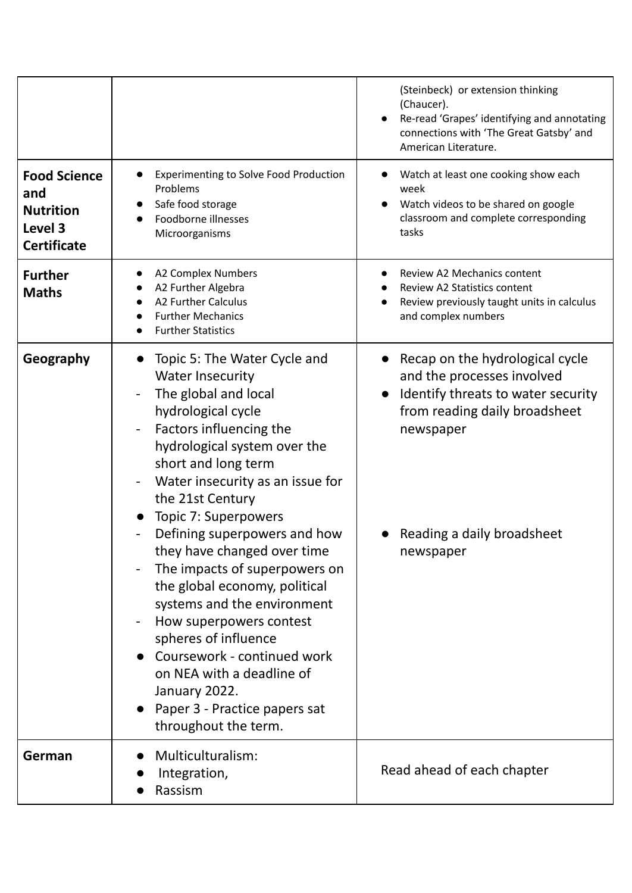| | | |
|---|---|---|
| | | (Steinbeck) or extension thinking (Chaucer).<br>● Re-read 'Grapes' identifying and annotating connections with 'The Great Gatsby' and American Literature. |
| **Food Science and Nutrition Level 3 Certificate** | ● Experimenting to Solve Food Production Problems<br>● Safe food storage<br>● Foodborne illnesses<br>Microorganisms | ● Watch at least one cooking show each week<br>● Watch videos to be shared on google classroom and complete corresponding tasks |
| **Further Maths** | ● A2 Complex Numbers<br>● A2 Further Algebra<br>● A2 Further Calculus<br>● Further Mechanics<br>● Further Statistics | ● Review A2 Mechanics content<br>● Review A2 Statistics content<br>● Review previously taught units in calculus and complex numbers |
| **Geography** | ● Topic 5: The Water Cycle and Water Insecurity<br>- The global and local hydrological cycle<br>- Factors influencing the hydrological system over the short and long term<br>- Water insecurity as an issue for the 21st Century<br>● Topic 7: Superpowers<br>- Defining superpowers and how they have changed over time<br>- The impacts of superpowers on the global economy, political systems and the environment<br>- How superpowers contest spheres of influence<br>● Coursework - continued work on NEA with a deadline of January 2022.<br>● Paper 3 - Practice papers sat throughout the term. | ● Recap on the hydrological cycle and the processes involved<br>● Identify threats to water security from reading daily broadsheet newspaper<br><br>● Reading a daily broadsheet newspaper |
| **German** | ● Multiculturalism:<br>● Integration,<br>● Rassism | Read ahead of each chapter |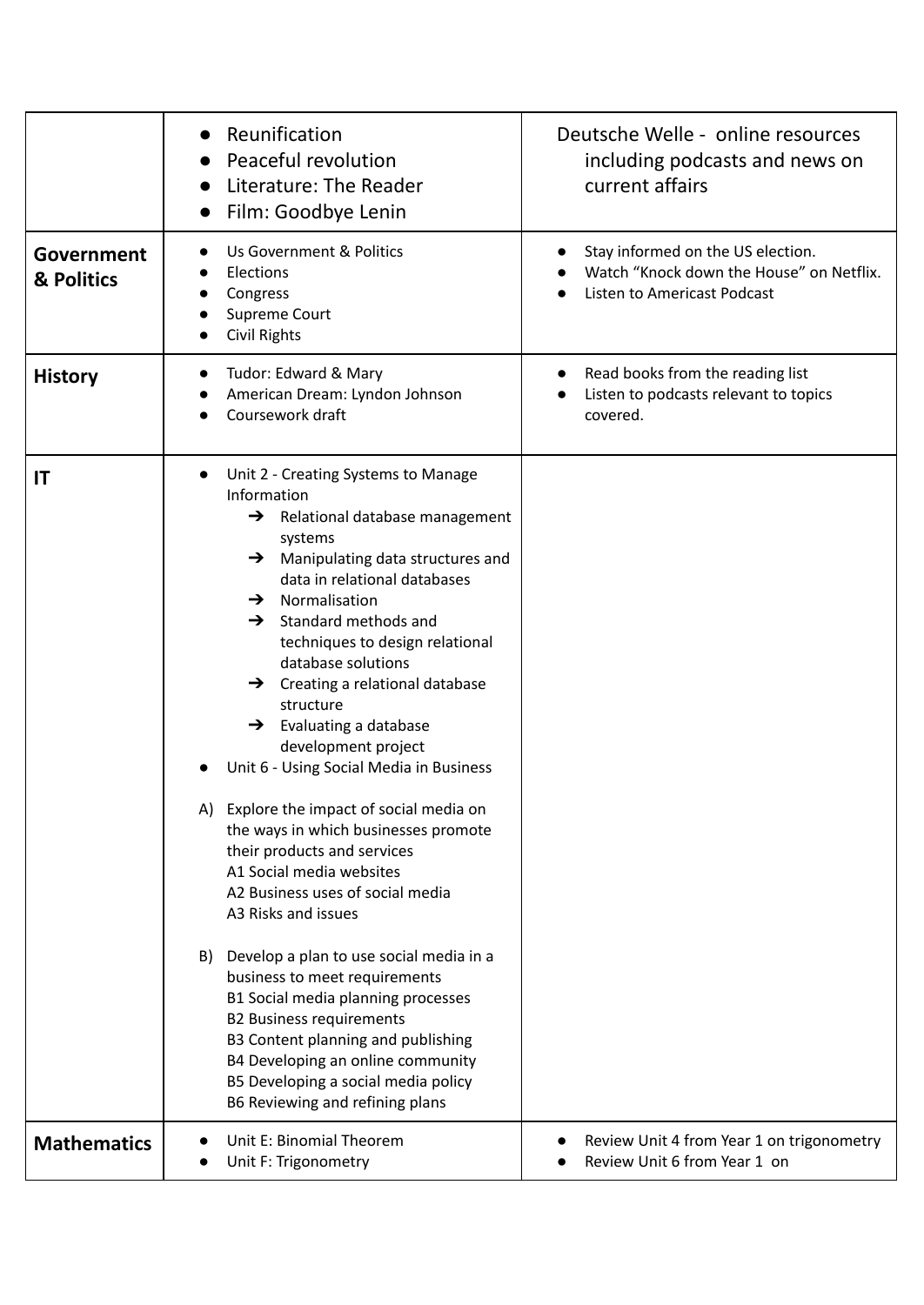| | | |
|---|---|---|
| | • Reunification<br>• Peaceful revolution<br>• Literature: The Reader<br>• Film: Goodbye Lenin | Deutsche Welle - online resources including podcasts and news on current affairs |
| **Government & Politics** | • Us Government & Politics<br>• Elections<br>• Congress<br>• Supreme Court<br>• Civil Rights | • Stay informed on the US election.<br>• Watch "Knock down the House" on Netflix.<br>• Listen to Americast Podcast |
| **History** | • Tudor: Edward & Mary<br>• American Dream: Lyndon Johnson<br>• Coursework draft | • Read books from the reading list<br>• Listen to podcasts relevant to topics covered. |
| **IT** | • Unit 2 - Creating Systems to Manage Information<br>➔ Relational database management systems<br>➔ Manipulating data structures and data in relational databases<br>➔ Normalisation<br>➔ Standard methods and techniques to design relational database solutions<br>➔ Creating a relational database structure<br>➔ Evaluating a database development project<br>• Unit 6 - Using Social Media in Business<br><br>A) Explore the impact of social media on the ways in which businesses promote their products and services<br>A1 Social media websites<br>A2 Business uses of social media<br>A3 Risks and issues<br><br>B) Develop a plan to use social media in a business to meet requirements<br>B1 Social media planning processes<br>B2 Business requirements<br>B3 Content planning and publishing<br>B4 Developing an online community<br>B5 Developing a social media policy<br>B6 Reviewing and refining plans | |
| **Mathematics** | • Unit E: Binomial Theorem<br>• Unit F: Trigonometry | • Review Unit 4 from Year 1 on trigonometry<br>• Review Unit 6 from Year 1 on |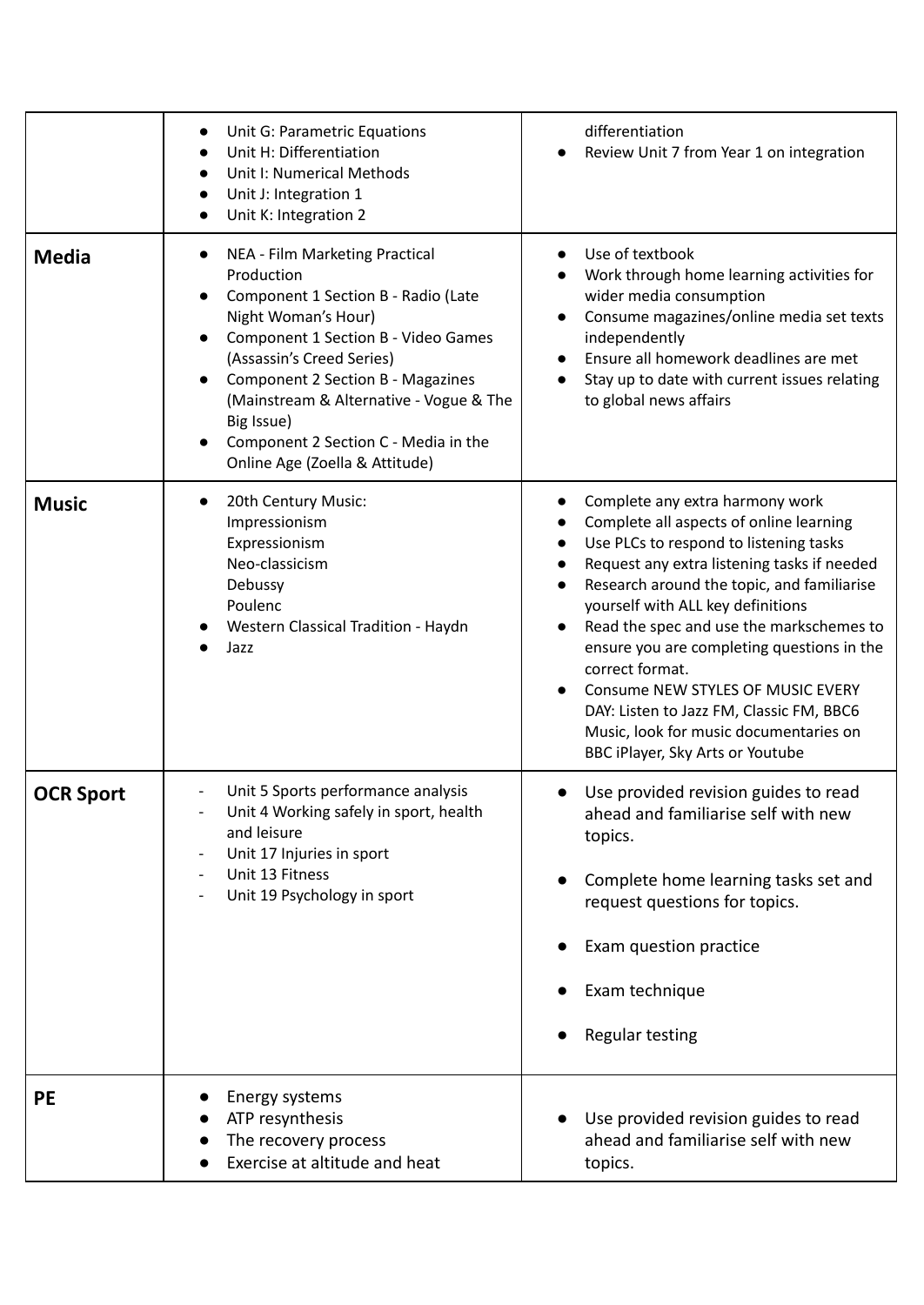| | | |
|---|---|---|
| | • Unit G: Parametric Equations<br>• Unit H: Differentiation<br>• Unit I: Numerical Methods<br>• Unit J: Integration 1<br>• Unit K: Integration 2 | differentiation<br>• Review Unit 7 from Year 1 on integration |
| **Media** | • NEA - Film Marketing Practical Production<br>• Component 1 Section B - Radio (Late Night Woman's Hour)<br>• Component 1 Section B - Video Games (Assassin's Creed Series)<br>• Component 2 Section B - Magazines (Mainstream & Alternative - Vogue & The Big Issue)<br>• Component 2 Section C - Media in the Online Age (Zoella & Attitude) | • Use of textbook<br>• Work through home learning activities for wider media consumption<br>• Consume magazines/online media set texts independently<br>• Ensure all homework deadlines are met<br>• Stay up to date with current issues relating to global news affairs |
| **Music** | • 20th Century Music:<br>Impressionism<br>Expressionism<br>Neo-classicism<br>Debussy<br>Poulenc<br>• Western Classical Tradition - Haydn<br>• Jazz | • Complete any extra harmony work<br>• Complete all aspects of online learning<br>• Use PLCs to respond to listening tasks<br>• Request any extra listening tasks if needed<br>• Research around the topic, and familiarise yourself with ALL key definitions<br>• Read the spec and use the markschemes to ensure you are completing questions in the correct format.<br>• Consume NEW STYLES OF MUSIC EVERY DAY: Listen to Jazz FM, Classic FM, BBC6 Music, look for music documentaries on BBC iPlayer, Sky Arts or Youtube |
| **OCR Sport** | - Unit 5 Sports performance analysis<br>- Unit 4 Working safely in sport, health and leisure<br>- Unit 17 Injuries in sport<br>- Unit 13 Fitness<br>- Unit 19 Psychology in sport | • Use provided revision guides to read ahead and familiarise self with new topics.<br>• Complete home learning tasks set and request questions for topics.<br>• Exam question practice<br>• Exam technique<br>• Regular testing |
| **PE** | • Energy systems<br>• ATP resynthesis<br>• The recovery process<br>• Exercise at altitude and heat | • Use provided revision guides to read ahead and familiarise self with new topics. |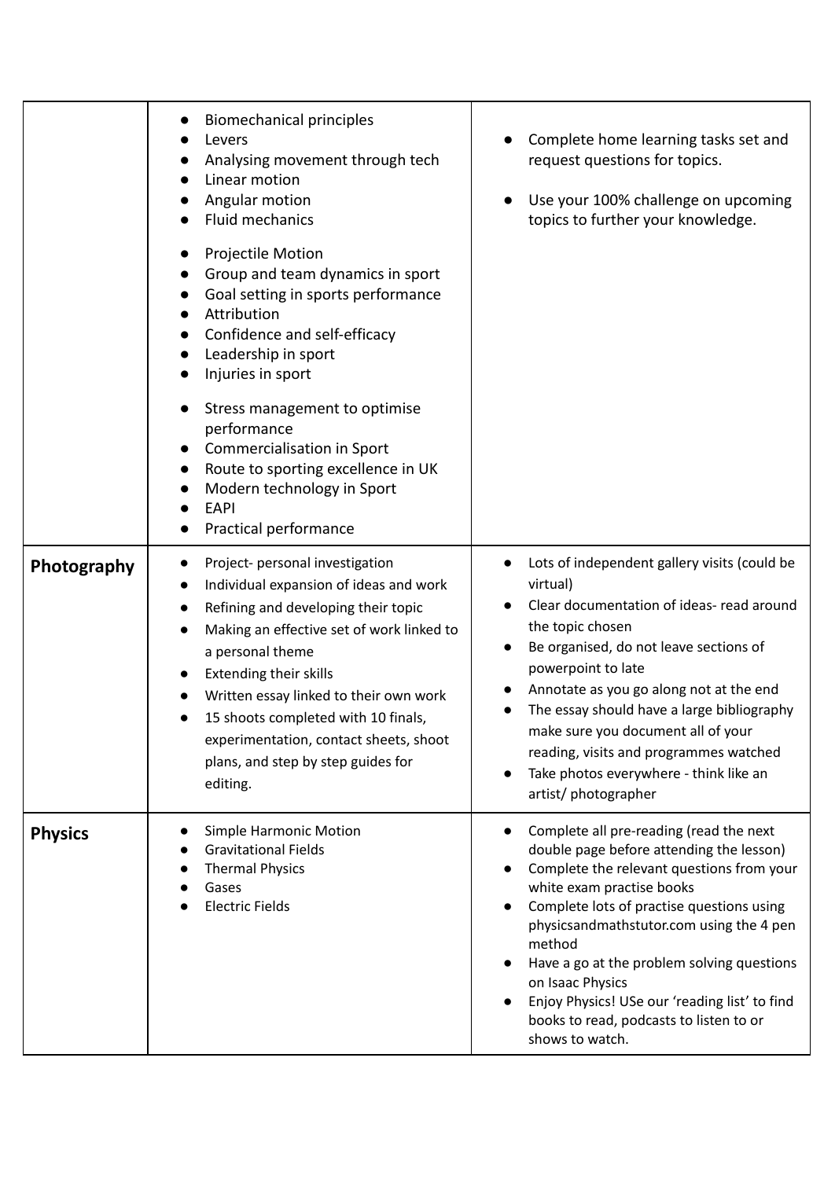| | | |
|---|---|---|
| | • Biomechanical principles<br>• Levers<br>• Analysing movement through tech<br>• Linear motion<br>• Angular motion<br>• Fluid mechanics<br>• Projectile Motion<br>• Group and team dynamics in sport<br>• Goal setting in sports performance<br>• Attribution<br>• Confidence and self-efficacy<br>• Leadership in sport<br>• Injuries in sport<br>• Stress management to optimise performance<br>• Commercialisation in Sport<br>• Route to sporting excellence in UK<br>• Modern technology in Sport<br>• EAPI<br>• Practical performance | • Complete home learning tasks set and request questions for topics.<br>• Use your 100% challenge on upcoming topics to further your knowledge. |
| **Photography** | • Project- personal investigation<br>• Individual expansion of ideas and work<br>• Refining and developing their topic<br>• Making an effective set of work linked to a personal theme<br>• Extending their skills<br>• Written essay linked to their own work<br>• 15 shoots completed with 10 finals, experimentation, contact sheets, shoot plans, and step by step guides for editing. | • Lots of independent gallery visits (could be virtual)<br>• Clear documentation of ideas- read around the topic chosen<br>• Be organised, do not leave sections of powerpoint to late<br>• Annotate as you go along not at the end<br>• The essay should have a large bibliography make sure you document all of your reading, visits and programmes watched<br>• Take photos everywhere - think like an artist/ photographer |
| **Physics** | • Simple Harmonic Motion<br>• Gravitational Fields<br>• Thermal Physics<br>• Gases<br>• Electric Fields | • Complete all pre-reading (read the next double page before attending the lesson)<br>• Complete the relevant questions from your white exam practise books<br>• Complete lots of practise questions using physicsandmathstutor.com using the 4 pen method<br>• Have a go at the problem solving questions on Isaac Physics<br>• Enjoy Physics! USe our 'reading list' to find books to read, podcasts to listen to or shows to watch. |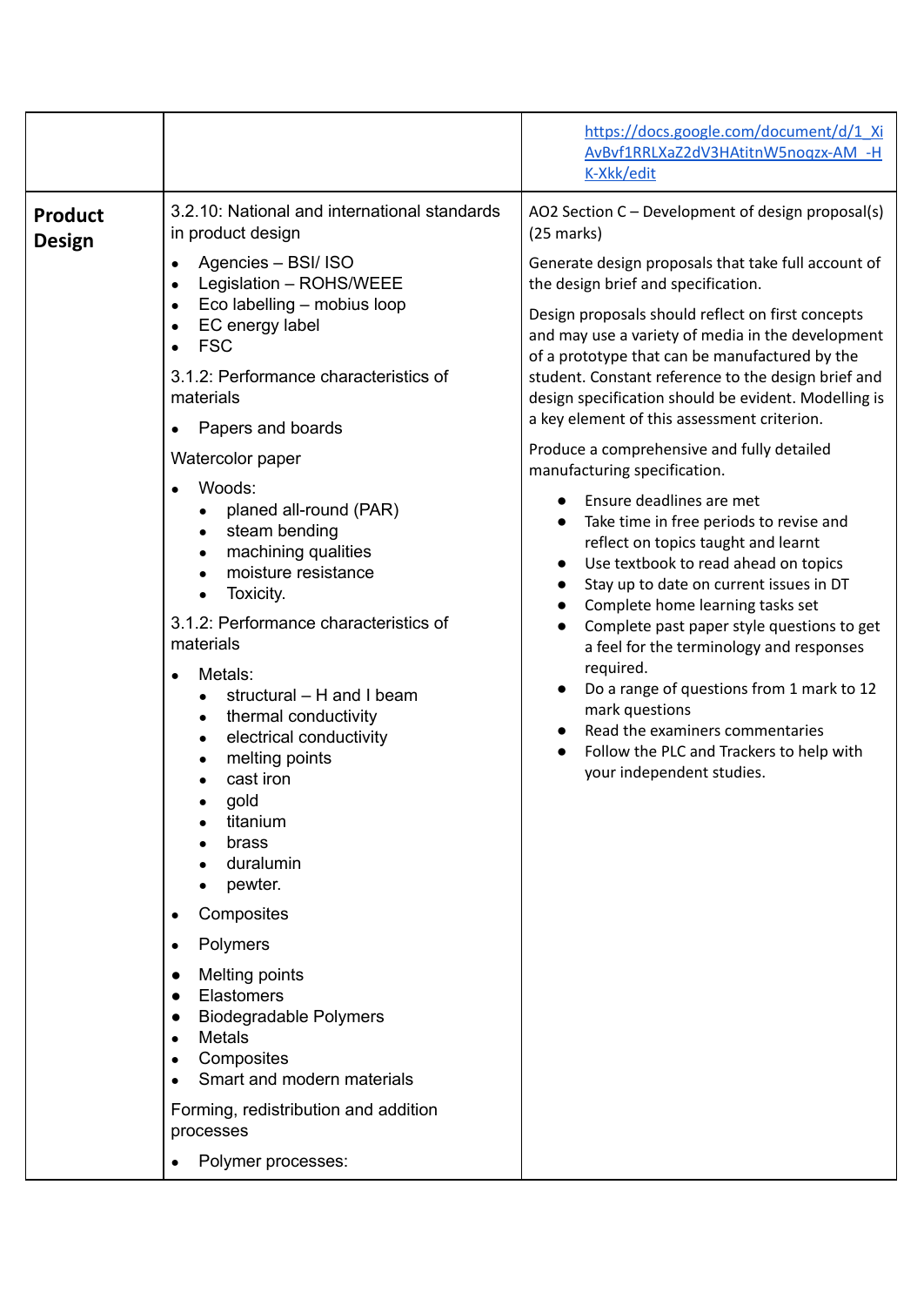| | | |
|---|---|---|
| | | https://docs.google.com/document/d/1_XiAvBvf1RRLXaZ2dV3HAtitnW5noqzx-AM_-HK-Xkk/edit |
| **Product Design** | 3.2.10: National and international standards in product design<br>• Agencies – BSI/ ISO<br>• Legislation – ROHS/WEEE<br>• Eco labelling – mobius loop<br>• EC energy label<br>• FSC<br>3.1.2: Performance characteristics of materials<br>• Papers and boards<br>Watercolor paper<br>• Woods:<br>&nbsp;&nbsp;• planed all-round (PAR)<br>&nbsp;&nbsp;• steam bending<br>&nbsp;&nbsp;• machining qualities<br>&nbsp;&nbsp;• moisture resistance<br>&nbsp;&nbsp;• Toxicity.<br>3.1.2: Performance characteristics of materials<br>• Metals:<br>&nbsp;&nbsp;• structural – H and I beam<br>&nbsp;&nbsp;• thermal conductivity<br>&nbsp;&nbsp;• electrical conductivity<br>&nbsp;&nbsp;• melting points<br>&nbsp;&nbsp;• cast iron<br>&nbsp;&nbsp;• gold<br>&nbsp;&nbsp;• titanium<br>&nbsp;&nbsp;• brass<br>&nbsp;&nbsp;• duralumin<br>&nbsp;&nbsp;• pewter.<br>• Composites<br>• Polymers<br>• Melting points<br>• Elastomers<br>• Biodegradable Polymers<br>• Metals<br>• Composites<br>• Smart and modern materials<br>Forming, redistribution and addition processes<br>• Polymer processes: | AO2 Section C – Development of design proposal(s) (25 marks)<br>Generate design proposals that take full account of the design brief and specification.<br>Design proposals should reflect on first concepts and may use a variety of media in the development of a prototype that can be manufactured by the student. Constant reference to the design brief and design specification should be evident. Modelling is a key element of this assessment criterion.<br>Produce a comprehensive and fully detailed manufacturing specification.<br>• Ensure deadlines are met<br>• Take time in free periods to revise and reflect on topics taught and learnt<br>• Use textbook to read ahead on topics<br>• Stay up to date on current issues in DT<br>• Complete home learning tasks set<br>• Complete past paper style questions to get a feel for the terminology and responses required.<br>• Do a range of questions from 1 mark to 12 mark questions<br>• Read the examiners commentaries<br>• Follow the PLC and Trackers to help with your independent studies. |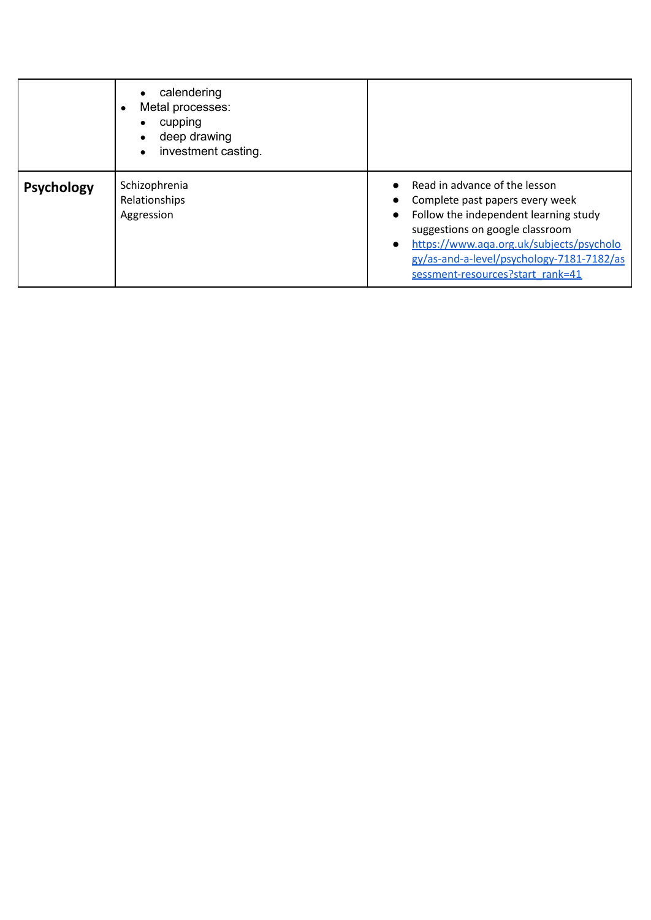| | | |
|---|---|---|
| | <ul><li>calendering</li></ul><ul><li>Metal processes:<ul><li>cupping</li><li>deep drawing</li><li>investment casting.</li></ul></li></ul> | |
| **Psychology** | Schizophrenia<br>Relationships<br>Aggression | <ul><li>Read in advance of the lesson</li><li>Complete past papers every week</li><li>Follow the independent learning study suggestions on google classroom</li><li>[https://www.aqa.org.uk/subjects/psychology/as-and-a-level/psychology-7181-7182/assessment-resources?start_rank=41](https://www.aqa.org.uk/subjects/psychology/as-and-a-level/psychology-7181-7182/assessment-resources?start_rank=41)</li></ul> |